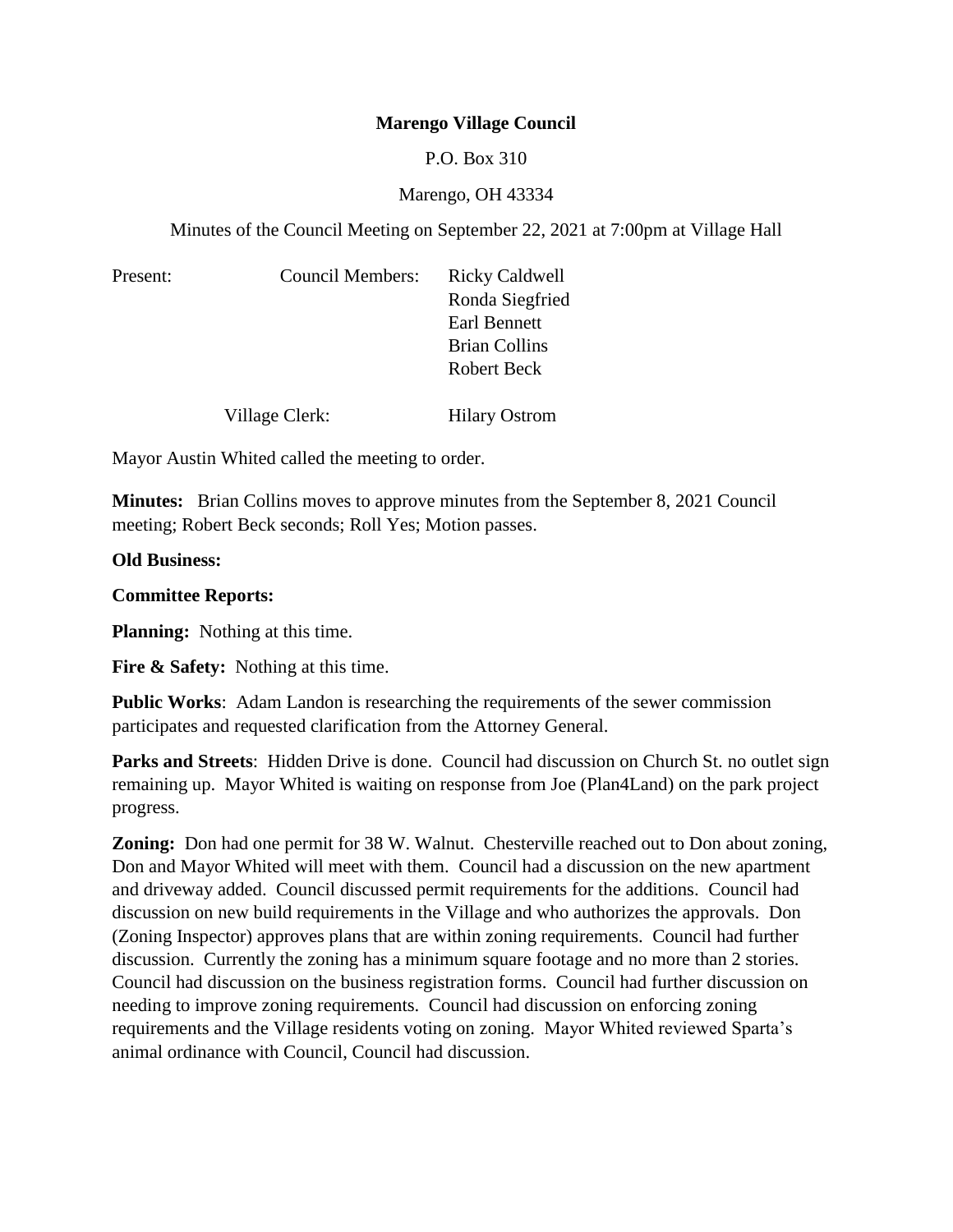**Marengo Village Council**

P.O. Box 310

Marengo, OH 43334

Minutes of the Council Meeting on September 22, 2021 at 7:00pm at Village Hall

Present: Council Members: Ricky Caldwell
Ronda Siegfried
Earl Bennett
Brian Collins
Robert Beck

Village Clerk: Hilary Ostrom

Mayor Austin Whited called the meeting to order.

**Minutes:** Brian Collins moves to approve minutes from the September 8, 2021 Council meeting; Robert Beck seconds; Roll Yes; Motion passes.

**Old Business:**

**Committee Reports:**

**Planning:** Nothing at this time.

**Fire & Safety:** Nothing at this time.

**Public Works**: Adam Landon is researching the requirements of the sewer commission participates and requested clarification from the Attorney General.

**Parks and Streets**: Hidden Drive is done. Council had discussion on Church St. no outlet sign remaining up. Mayor Whited is waiting on response from Joe (Plan4Land) on the park project progress.

**Zoning:** Don had one permit for 38 W. Walnut. Chesterville reached out to Don about zoning, Don and Mayor Whited will meet with them. Council had a discussion on the new apartment and driveway added. Council discussed permit requirements for the additions. Council had discussion on new build requirements in the Village and who authorizes the approvals. Don (Zoning Inspector) approves plans that are within zoning requirements. Council had further discussion. Currently the zoning has a minimum square footage and no more than 2 stories. Council had discussion on the business registration forms. Council had further discussion on needing to improve zoning requirements. Council had discussion on enforcing zoning requirements and the Village residents voting on zoning. Mayor Whited reviewed Sparta's animal ordinance with Council, Council had discussion.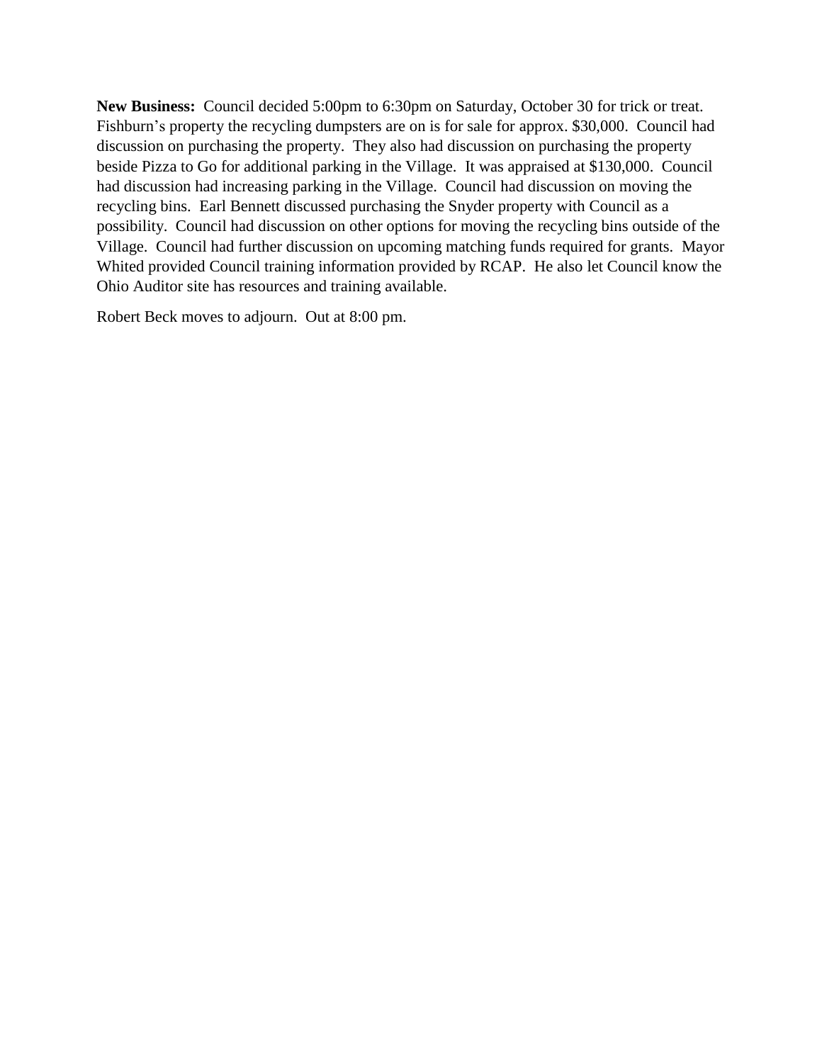**New Business:** Council decided 5:00pm to 6:30pm on Saturday, October 30 for trick or treat. Fishburn's property the recycling dumpsters are on is for sale for approx. $30,000. Council had discussion on purchasing the property. They also had discussion on purchasing the property beside Pizza to Go for additional parking in the Village. It was appraised at $130,000. Council had discussion had increasing parking in the Village. Council had discussion on moving the recycling bins. Earl Bennett discussed purchasing the Snyder property with Council as a possibility. Council had discussion on other options for moving the recycling bins outside of the Village. Council had further discussion on upcoming matching funds required for grants. Mayor Whited provided Council training information provided by RCAP. He also let Council know the Ohio Auditor site has resources and training available.

Robert Beck moves to adjourn. Out at 8:00 pm.